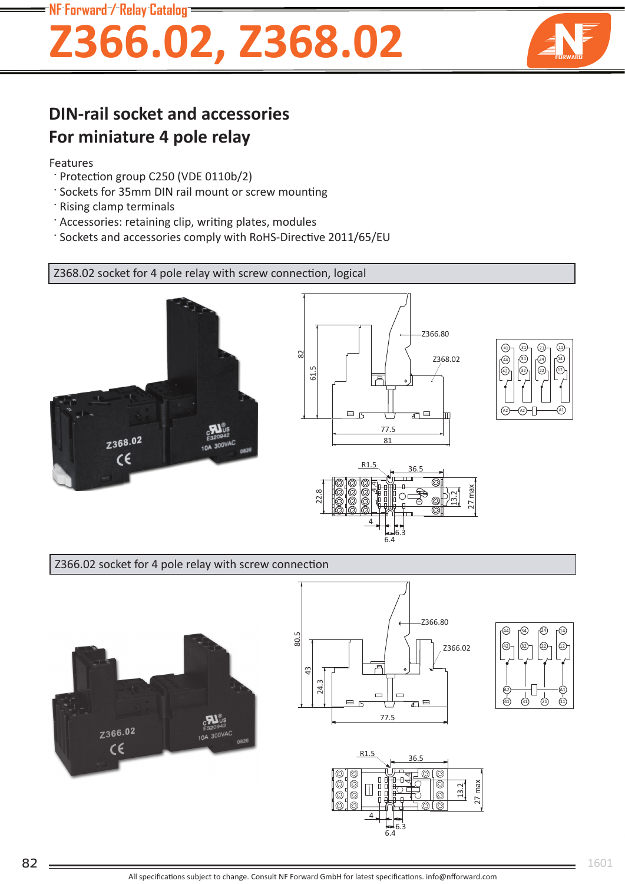# Z366.02, Z368.02

## DIN-rail socket and accessories
## For miniature 4 pole relay

Features
- Protection group C250 (VDE 0110b/2)
- Sockets for 35mm DIN rail mount or screw mounting
- Rising clamp terminals
- Accessories: retaining clip, writing plates, modules
- Sockets and accessories comply with RoHS-Directive 2011/65/EU

### Z368.02 socket for 4 pole relay with screw connection, logical

### Z366.02 socket for 4 pole relay with screw connection

All specifications subject to change. Consult NF Forward GmbH for latest specifications. info@nfforward.com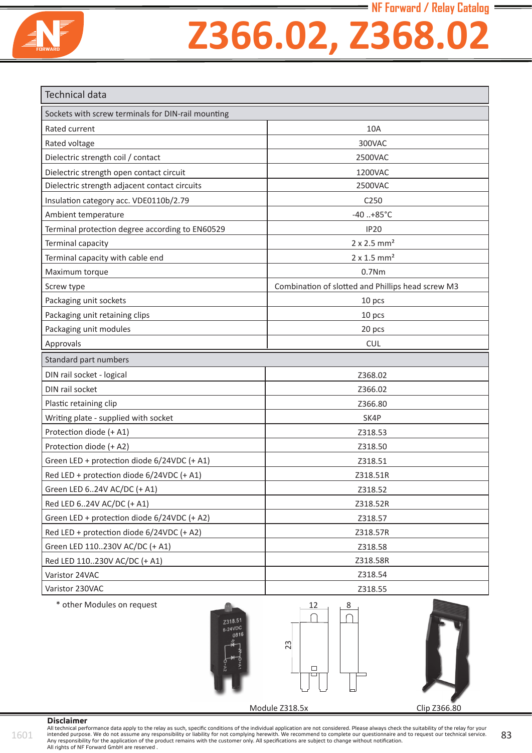# Z366.02, Z368.02

| Technical data | |
|---|---|
| **Sockets with screw terminals for DIN-rail mounting** | |
| Rated current | 10A |
| Rated voltage | 300VAC |
| Dielectric strength coil / contact | 2500VAC |
| Dielectric strength open contact circuit | 1200VAC |
| Dielectric strength adjacent contact circuits | 2500VAC |
| Insulation category acc. VDE0110b/2.79 | C250 |
| Ambient temperature | -40 ..+85°C |
| Terminal protection degree according to EN60529 | IP20 |
| Terminal capacity | 2 x 2.5 mm² |
| Terminal capacity with cable end | 2 x 1.5 mm² |
| Maximum torque | 0.7Nm |
| Screw type | Combination of slotted and Phillips head screw M3 |
| Packaging unit sockets | 10 pcs |
| Packaging unit retaining clips | 10 pcs |
| Packaging unit modules | 20 pcs |
| Approvals | CUL |

| Standard part numbers | |
|---|---|
| DIN rail socket - logical | Z368.02 |
| DIN rail socket | Z366.02 |
| Plastic retaining clip | Z366.80 |
| Writing plate - supplied with socket | SK4P |
| Protection diode (+ A1) | Z318.53 |
| Protection diode (+ A2) | Z318.50 |
| Green LED + protection diode 6/24VDC (+ A1) | Z318.51 |
| Red LED + protection diode 6/24VDC (+ A1) | Z318.51R |
| Green LED 6..24V AC/DC (+ A1) | Z318.52 |
| Red LED 6..24V AC/DC (+ A1) | Z318.52R |
| Green LED + protection diode 6/24VDC (+ A2) | Z318.57 |
| Red LED + protection diode 6/24VDC (+ A2) | Z318.57R |
| Green LED 110..230V AC/DC (+ A1) | Z318.58 |
| Red LED 110..230V AC/DC (+ A1) | Z318.58R |
| Varistor 24VAC | Z318.54 |
| Varistor 230VAC | Z318.55 |

\* other Modules on request

12
8
23

Module Z318.5x

Clip Z366.80

**Disclaimer**
All technical performance data apply to the relay as such, specific conditions of the individual application are not considered. Please always check the suitability of the relay for your intended purpose. We do not assume any responsibility or liability for not complying herewith. We recommend to complete our questionnaire and to request our technical service. Any responsibility for the application of the product remains with the customer only. All specifications are subject to change without notification.
All rights of NF Forward GmbH are reserved .